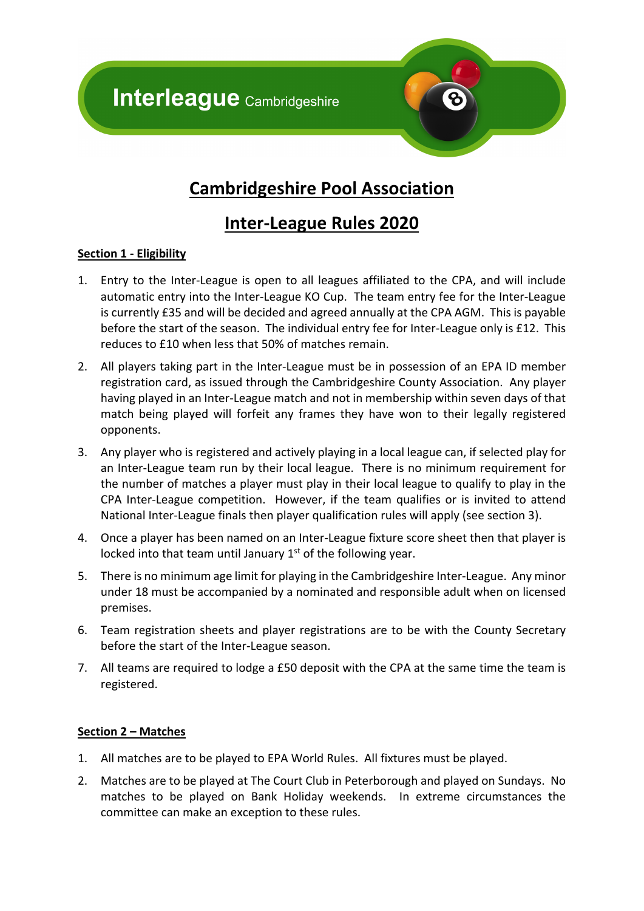Interleague Cambridgeshire

# Cambridgeshire Pool Association

# Inter-League Rules 2020

## Section 1 - Eligibility

1. Entry to the Inter-League is open to all leagues affiliated to the CPA, and will include automatic entry into the Inter-League KO Cup. The team entry fee for the Inter-League is currently £35 and will be decided and agreed annually at the CPA AGM. This is payable before the start of the season. The individual entry fee for Inter-League only is £12. This reduces to £10 when less that 50% of matches remain.
2. All players taking part in the Inter-League must be in possession of an EPA ID member registration card, as issued through the Cambridgeshire County Association. Any player having played in an Inter-League match and not in membership within seven days of that match being played will forfeit any frames they have won to their legally registered opponents.
3. Any player who is registered and actively playing in a local league can, if selected play for an Inter-League team run by their local league. There is no minimum requirement for the number of matches a player must play in their local league to qualify to play in the CPA Inter-League competition. However, if the team qualifies or is invited to attend National Inter-League finals then player qualification rules will apply (see section 3).
4. Once a player has been named on an Inter-League fixture score sheet then that player is locked into that team until January 1st of the following year.
5. There is no minimum age limit for playing in the Cambridgeshire Inter-League. Any minor under 18 must be accompanied by a nominated and responsible adult when on licensed premises.
6. Team registration sheets and player registrations are to be with the County Secretary before the start of the Inter-League season.
7. All teams are required to lodge a £50 deposit with the CPA at the same time the team is registered.

## Section 2 – Matches

1. All matches are to be played to EPA World Rules. All fixtures must be played.
2. Matches are to be played at The Court Club in Peterborough and played on Sundays. No matches to be played on Bank Holiday weekends. In extreme circumstances the committee can make an exception to these rules.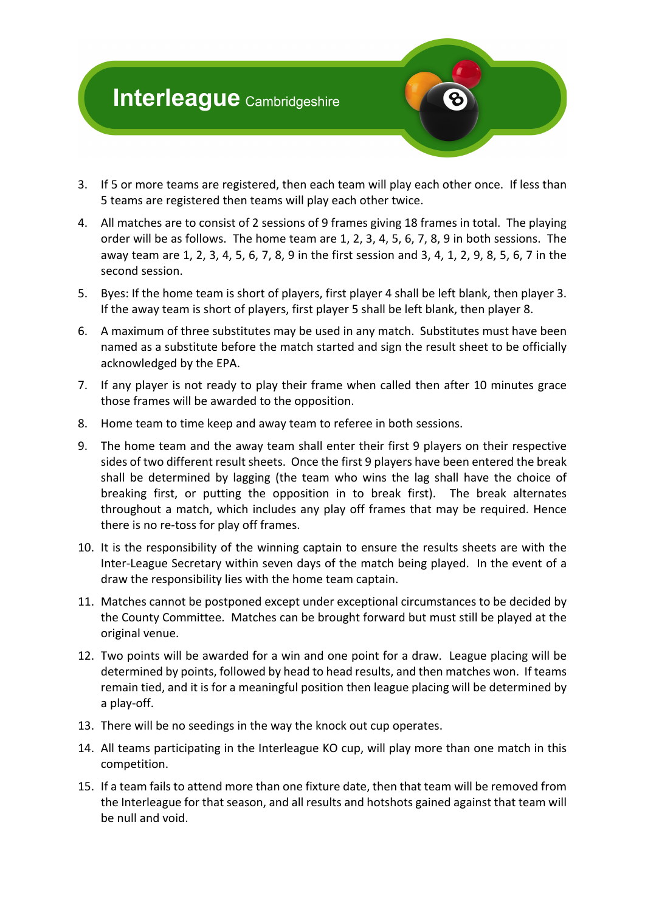3. If 5 or more teams are registered, then each team will play each other once. If less than 5 teams are registered then teams will play each other twice.
4. All matches are to consist of 2 sessions of 9 frames giving 18 frames in total. The playing order will be as follows. The home team are 1, 2, 3, 4, 5, 6, 7, 8, 9 in both sessions. The away team are 1, 2, 3, 4, 5, 6, 7, 8, 9 in the first session and 3, 4, 1, 2, 9, 8, 5, 6, 7 in the second session.
5. Byes: If the home team is short of players, first player 4 shall be left blank, then player 3. If the away team is short of players, first player 5 shall be left blank, then player 8.
6. A maximum of three substitutes may be used in any match. Substitutes must have been named as a substitute before the match started and sign the result sheet to be officially acknowledged by the EPA.
7. If any player is not ready to play their frame when called then after 10 minutes grace those frames will be awarded to the opposition.
8. Home team to time keep and away team to referee in both sessions.
9. The home team and the away team shall enter their first 9 players on their respective sides of two different result sheets. Once the first 9 players have been entered the break shall be determined by lagging (the team who wins the lag shall have the choice of breaking first, or putting the opposition in to break first). The break alternates throughout a match, which includes any play off frames that may be required. Hence there is no re-toss for play off frames.
10. It is the responsibility of the winning captain to ensure the results sheets are with the Inter-League Secretary within seven days of the match being played. In the event of a draw the responsibility lies with the home team captain.
11. Matches cannot be postponed except under exceptional circumstances to be decided by the County Committee. Matches can be brought forward but must still be played at the original venue.
12. Two points will be awarded for a win and one point for a draw. League placing will be determined by points, followed by head to head results, and then matches won. If teams remain tied, and it is for a meaningful position then league placing will be determined by a play-off.
13. There will be no seedings in the way the knock out cup operates.
14. All teams participating in the Interleague KO cup, will play more than one match in this competition.
15. If a team fails to attend more than one fixture date, then that team will be removed from the Interleague for that season, and all results and hotshots gained against that team will be null and void.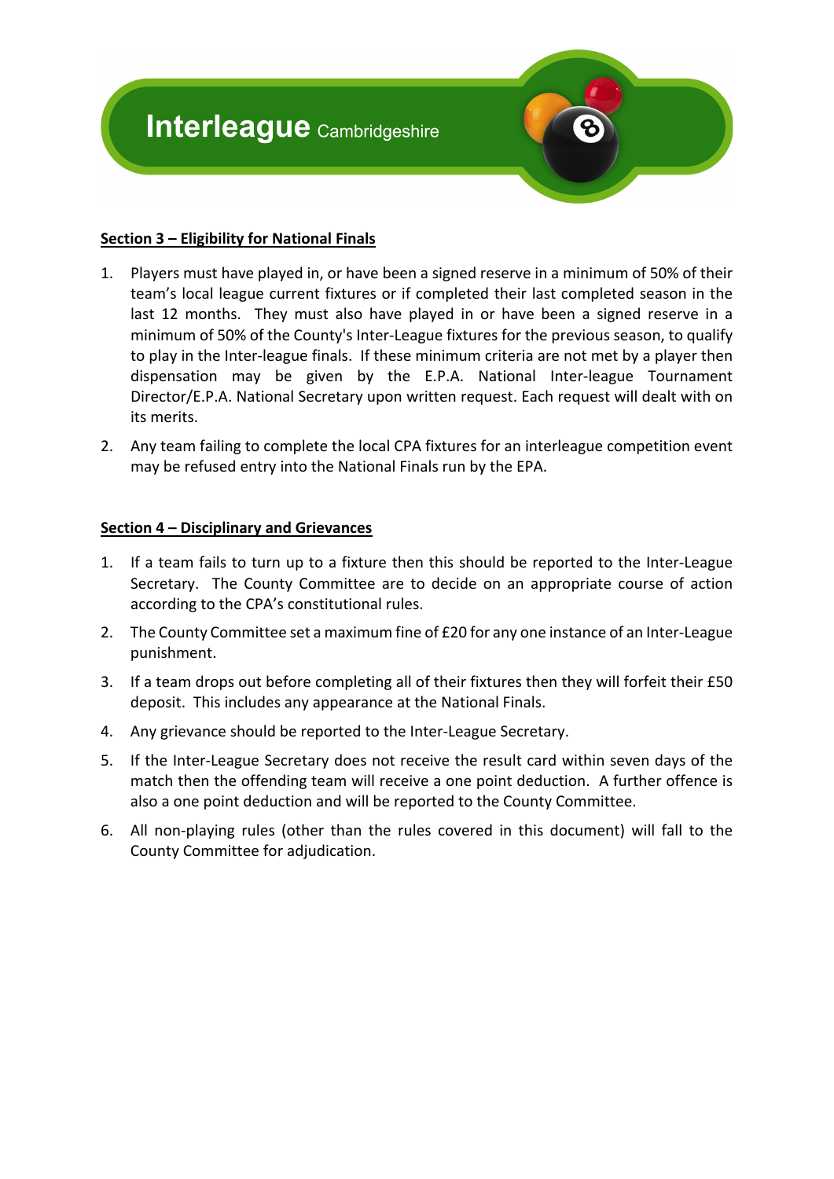## Section 3 – Eligibility for National Finals

1. Players must have played in, or have been a signed reserve in a minimum of 50% of their team's local league current fixtures or if completed their last completed season in the last 12 months. They must also have played in or have been a signed reserve in a minimum of 50% of the County's Inter-League fixtures for the previous season, to qualify to play in the Inter-league finals. If these minimum criteria are not met by a player then dispensation may be given by the E.P.A. National Inter-league Tournament Director/E.P.A. National Secretary upon written request. Each request will dealt with on its merits.
2. Any team failing to complete the local CPA fixtures for an interleague competition event may be refused entry into the National Finals run by the EPA.

## Section 4 – Disciplinary and Grievances

1. If a team fails to turn up to a fixture then this should be reported to the Inter-League Secretary. The County Committee are to decide on an appropriate course of action according to the CPA's constitutional rules.
2. The County Committee set a maximum fine of £20 for any one instance of an Inter-League punishment.
3. If a team drops out before completing all of their fixtures then they will forfeit their £50 deposit. This includes any appearance at the National Finals.
4. Any grievance should be reported to the Inter-League Secretary.
5. If the Inter-League Secretary does not receive the result card within seven days of the match then the offending team will receive a one point deduction. A further offence is also a one point deduction and will be reported to the County Committee.
6. All non-playing rules (other than the rules covered in this document) will fall to the County Committee for adjudication.